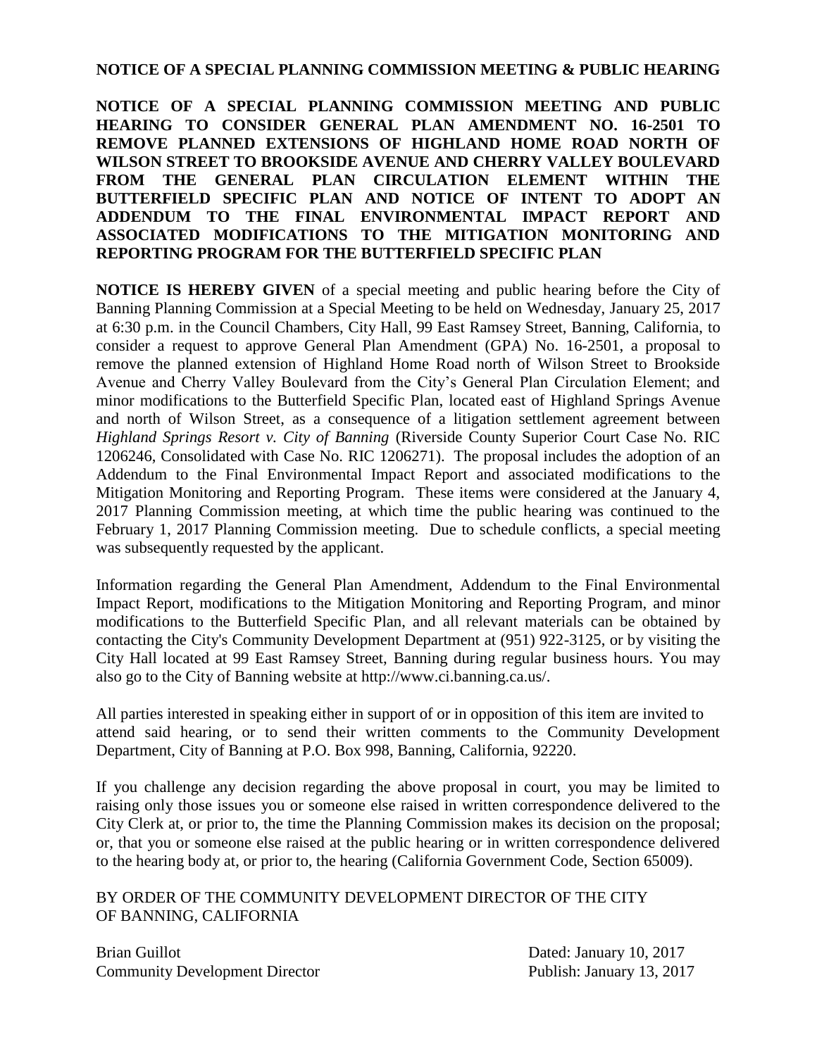# NOTICE OF A SPECIAL PLANNING COMMISSION MEETING & PUBLIC HEARING

**NOTICE OF A SPECIAL PLANNING COMMISSION MEETING AND PUBLIC HEARING TO CONSIDER GENERAL PLAN AMENDMENT NO. 16-2501 TO REMOVE PLANNED EXTENSIONS OF HIGHLAND HOME ROAD NORTH OF WILSON STREET TO BROOKSIDE AVENUE AND CHERRY VALLEY BOULEVARD FROM THE GENERAL PLAN CIRCULATION ELEMENT WITHIN THE BUTTERFIELD SPECIFIC PLAN AND NOTICE OF INTENT TO ADOPT AN ADDENDUM TO THE FINAL ENVIRONMENTAL IMPACT REPORT AND ASSOCIATED MODIFICATIONS TO THE MITIGATION MONITORING AND REPORTING PROGRAM FOR THE BUTTERFIELD SPECIFIC PLAN**

**NOTICE IS HEREBY GIVEN** of a special meeting and public hearing before the City of Banning Planning Commission at a Special Meeting to be held on Wednesday, January 25, 2017 at 6:30 p.m. in the Council Chambers, City Hall, 99 East Ramsey Street, Banning, California, to consider a request to approve General Plan Amendment (GPA) No. 16-2501, a proposal to remove the planned extension of Highland Home Road north of Wilson Street to Brookside Avenue and Cherry Valley Boulevard from the City's General Plan Circulation Element; and minor modifications to the Butterfield Specific Plan, located east of Highland Springs Avenue and north of Wilson Street, as a consequence of a litigation settlement agreement between *Highland Springs Resort v. City of Banning* (Riverside County Superior Court Case No. RIC 1206246, Consolidated with Case No. RIC 1206271). The proposal includes the adoption of an Addendum to the Final Environmental Impact Report and associated modifications to the Mitigation Monitoring and Reporting Program. These items were considered at the January 4, 2017 Planning Commission meeting, at which time the public hearing was continued to the February 1, 2017 Planning Commission meeting. Due to schedule conflicts, a special meeting was subsequently requested by the applicant.

Information regarding the General Plan Amendment, Addendum to the Final Environmental Impact Report, modifications to the Mitigation Monitoring and Reporting Program, and minor modifications to the Butterfield Specific Plan, and all relevant materials can be obtained by contacting the City's Community Development Department at (951) 922-3125, or by visiting the City Hall located at 99 East Ramsey Street, Banning during regular business hours. You may also go to the City of Banning website at http://www.ci.banning.ca.us/.

All parties interested in speaking either in support of or in opposition of this item are invited to attend said hearing, or to send their written comments to the Community Development Department, City of Banning at P.O. Box 998, Banning, California, 92220.

If you challenge any decision regarding the above proposal in court, you may be limited to raising only those issues you or someone else raised in written correspondence delivered to the City Clerk at, or prior to, the time the Planning Commission makes its decision on the proposal; or, that you or someone else raised at the public hearing or in written correspondence delivered to the hearing body at, or prior to, the hearing (California Government Code, Section 65009).

BY ORDER OF THE COMMUNITY DEVELOPMENT DIRECTOR OF THE CITY OF BANNING, CALIFORNIA

Brian Guillot
Community Development Director

Dated: January 10, 2017
Publish: January 13, 2017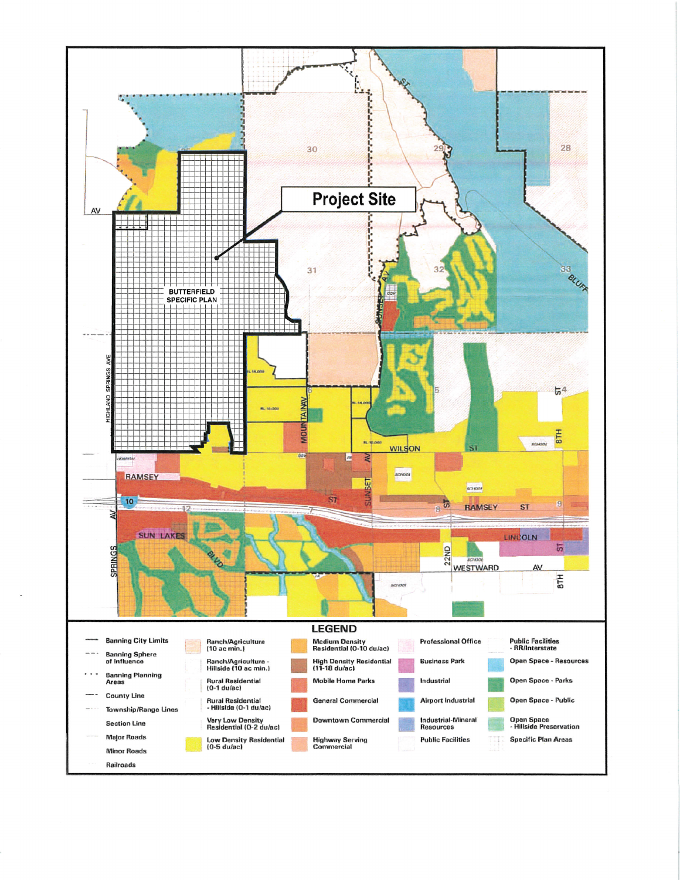Project Site

BUTTERFIELD SPECIFIC PLAN

AV
HIGHLAND SPRINGS AVE
30
29
28
31
32
33
BLUFF
ST
SUNSET AV
MOUNTAIN AV
WILSON
ST
8TH
ST
RAMSEY
10
ST
SUNSET
RAMSEY
ST
AV
SPRINGS
SUN LAKES
BLVD
22ND
WESTWARD
AV
LINCOLN
ST
8TH
12
7
8
9
6
5
4

LEGEND

Banning City Limits
Banning Sphere of Influence
Banning Planning Areas
County Line
Township/Range Lines
Section Line
Major Roads
Minor Roads
Railroads

Ranch/Agriculture (10 ac min.)
Ranch/Agriculture - Hillside (10 ac min.)
Rural Residential (0-1 du/ac)
Rural Residential - Hillside (0-1 du/ac)
Very Low Density Residential (0-2 du/ac)
Low Density Residential (0-5 du/ac)

Medium Density Residential (0-10 du/ac)
High Density Residential (11-18 du/ac)
Mobile Home Parks
General Commercial
Downtown Commercial
Highway Serving Commercial

Professional Office
Business Park
Industrial
Airport Industrial
Industrial-Mineral Resources
Public Facilities

Public Facilities - RR/Interstate
Open Space - Resources
Open Space - Parks
Open Space - Public
Open Space - Hillside Preservation
Specific Plan Areas